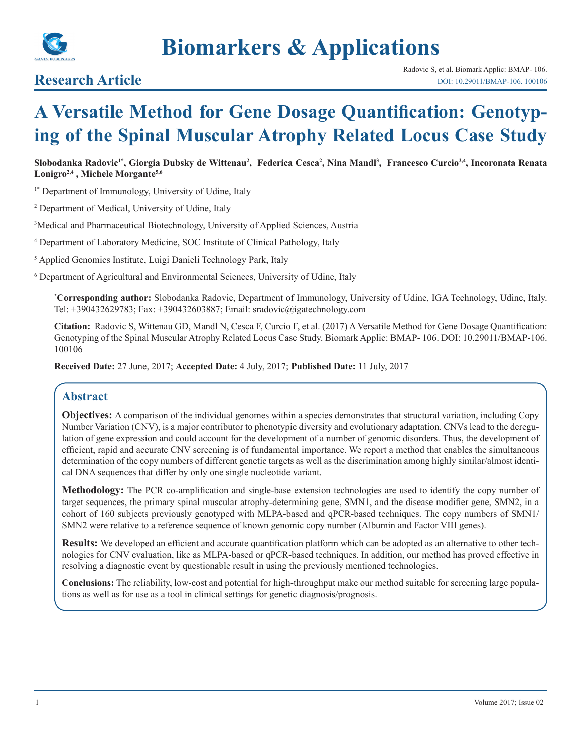# Biomarkers & Applications

## Research Article

# A Versatile Method for Gene Dosage Quantification: Genotyping of the Spinal Muscular Atrophy Related Locus Case Study

**Slobodanka Radovic[1*], Giorgia Dubsky de Wittenau[2], Federica Cesca[2], Nina Mandl[3], Francesco Curcio[2,4], Incoronata Renata Lonigro[2,4], Michele Morgante[5,6]**

[1*] Department of Immunology, University of Udine, Italy

[2] Department of Medical, University of Udine, Italy

[3] Medical and Pharmaceutical Biotechnology, University of Applied Sciences, Austria

[4] Department of Laboratory Medicine, SOC Institute of Clinical Pathology, Italy

[5] Applied Genomics Institute, Luigi Danieli Technology Park, Italy

[6] Department of Agricultural and Environmental Sciences, University of Udine, Italy

**\*Corresponding author:** Slobodanka Radovic, Department of Immunology, University of Udine, IGA Technology, Udine, Italy. Tel: +390432629783; Fax: +390432603887; Email: sradovic@igatechnology.com

**Citation:** Radovic S, Wittenau GD, Mandl N, Cesca F, Curcio F, et al. (2017) A Versatile Method for Gene Dosage Quantification: Genotyping of the Spinal Muscular Atrophy Related Locus Case Study. Biomark Applic: BMAP- 106. DOI: 10.29011/BMAP-106. 100106

**Received Date:** 27 June, 2017; **Accepted Date:** 4 July, 2017; **Published Date:** 11 July, 2017

## Abstract

**Objectives:** A comparison of the individual genomes within a species demonstrates that structural variation, including Copy Number Variation (CNV), is a major contributor to phenotypic diversity and evolutionary adaptation. CNVs lead to the deregulation of gene expression and could account for the development of a number of genomic disorders. Thus, the development of efficient, rapid and accurate CNV screening is of fundamental importance. We report a method that enables the simultaneous determination of the copy numbers of different genetic targets as well as the discrimination among highly similar/almost identical DNA sequences that differ by only one single nucleotide variant.

**Methodology:** The PCR co-amplification and single-base extension technologies are used to identify the copy number of target sequences, the primary spinal muscular atrophy-determining gene, SMN1, and the disease modifier gene, SMN2, in a cohort of 160 subjects previously genotyped with MLPA-based and qPCR-based techniques. The copy numbers of SMN1/SMN2 were relative to a reference sequence of known genomic copy number (Albumin and Factor VIII genes).

**Results:** We developed an efficient and accurate quantification platform which can be adopted as an alternative to other technologies for CNV evaluation, like as MLPA-based or qPCR-based techniques. In addition, our method has proved effective in resolving a diagnostic event by questionable result in using the previously mentioned technologies.

**Conclusions:** The reliability, low-cost and potential for high-throughput make our method suitable for screening large populations as well as for use as a tool in clinical settings for genetic diagnosis/prognosis.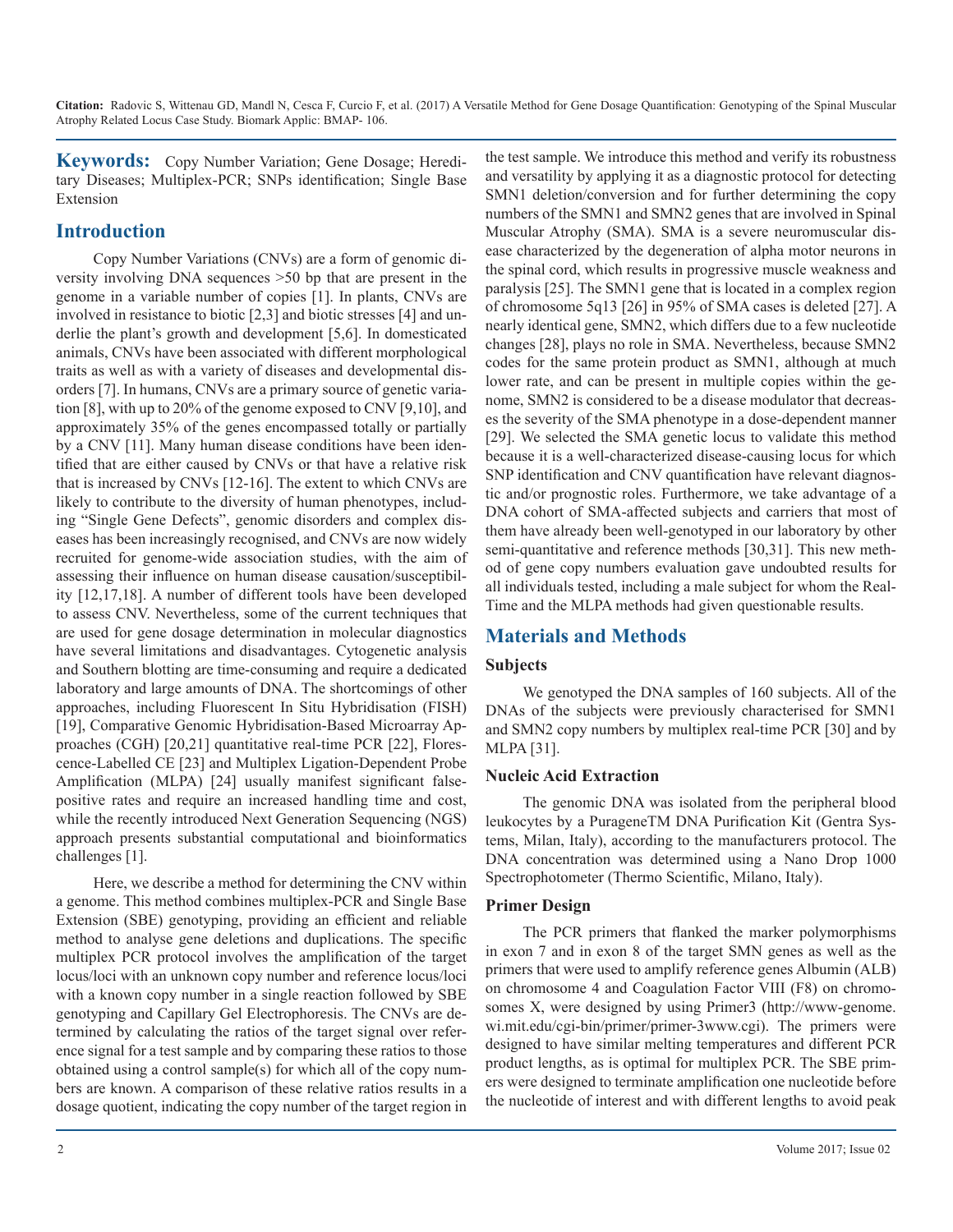**Keywords:** Copy Number Variation; Gene Dosage; Hereditary Diseases; Multiplex-PCR; SNPs identification; Single Base Extension

## Introduction

Copy Number Variations (CNVs) are a form of genomic diversity involving DNA sequences >50 bp that are present in the genome in a variable number of copies [1]. In plants, CNVs are involved in resistance to biotic [2,3] and biotic stresses [4] and underlie the plant's growth and development [5,6]. In domesticated animals, CNVs have been associated with different morphological traits as well as with a variety of diseases and developmental disorders [7]. In humans, CNVs are a primary source of genetic variation [8], with up to 20% of the genome exposed to CNV [9,10], and approximately 35% of the genes encompassed totally or partially by a CNV [11]. Many human disease conditions have been identified that are either caused by CNVs or that have a relative risk that is increased by CNVs [12-16]. The extent to which CNVs are likely to contribute to the diversity of human phenotypes, including "Single Gene Defects", genomic disorders and complex diseases has been increasingly recognised, and CNVs are now widely recruited for genome-wide association studies, with the aim of assessing their influence on human disease causation/susceptibility [12,17,18]. A number of different tools have been developed to assess CNV. Nevertheless, some of the current techniques that are used for gene dosage determination in molecular diagnostics have several limitations and disadvantages. Cytogenetic analysis and Southern blotting are time-consuming and require a dedicated laboratory and large amounts of DNA. The shortcomings of other approaches, including Fluorescent In Situ Hybridisation (FISH) [19], Comparative Genomic Hybridisation-Based Microarray Approaches (CGH) [20,21] quantitative real-time PCR [22], Florescence-Labelled CE [23] and Multiplex Ligation-Dependent Probe Amplification (MLPA) [24] usually manifest significant false-positive rates and require an increased handling time and cost, while the recently introduced Next Generation Sequencing (NGS) approach presents substantial computational and bioinformatics challenges [1].

Here, we describe a method for determining the CNV within a genome. This method combines multiplex-PCR and Single Base Extension (SBE) genotyping, providing an efficient and reliable method to analyse gene deletions and duplications. The specific multiplex PCR protocol involves the amplification of the target locus/loci with an unknown copy number and reference locus/loci with a known copy number in a single reaction followed by SBE genotyping and Capillary Gel Electrophoresis. The CNVs are determined by calculating the ratios of the target signal over reference signal for a test sample and by comparing these ratios to those obtained using a control sample(s) for which all of the copy numbers are known. A comparison of these relative ratios results in a dosage quotient, indicating the copy number of the target region in the test sample. We introduce this method and verify its robustness and versatility by applying it as a diagnostic protocol for detecting SMN1 deletion/conversion and for further determining the copy numbers of the SMN1 and SMN2 genes that are involved in Spinal Muscular Atrophy (SMA). SMA is a severe neuromuscular disease characterized by the degeneration of alpha motor neurons in the spinal cord, which results in progressive muscle weakness and paralysis [25]. The SMN1 gene that is located in a complex region of chromosome 5q13 [26] in 95% of SMA cases is deleted [27]. A nearly identical gene, SMN2, which differs due to a few nucleotide changes [28], plays no role in SMA. Nevertheless, because SMN2 codes for the same protein product as SMN1, although at much lower rate, and can be present in multiple copies within the genome, SMN2 is considered to be a disease modulator that decreases the severity of the SMA phenotype in a dose-dependent manner [29]. We selected the SMA genetic locus to validate this method because it is a well-characterized disease-causing locus for which SNP identification and CNV quantification have relevant diagnostic and/or prognostic roles. Furthermore, we take advantage of a DNA cohort of SMA-affected subjects and carriers that most of them have already been well-genotyped in our laboratory by other semi-quantitative and reference methods [30,31]. This new method of gene copy numbers evaluation gave undoubted results for all individuals tested, including a male subject for whom the Real-Time and the MLPA methods had given questionable results.

## Materials and Methods

### Subjects

We genotyped the DNA samples of 160 subjects. All of the DNAs of the subjects were previously characterised for SMN1 and SMN2 copy numbers by multiplex real-time PCR [30] and by MLPA [31].

### Nucleic Acid Extraction

The genomic DNA was isolated from the peripheral blood leukocytes by a PurageneTM DNA Purification Kit (Gentra Systems, Milan, Italy), according to the manufacturers protocol. The DNA concentration was determined using a Nano Drop 1000 Spectrophotometer (Thermo Scientific, Milano, Italy).

### Primer Design

The PCR primers that flanked the marker polymorphisms in exon 7 and in exon 8 of the target SMN genes as well as the primers that were used to amplify reference genes Albumin (ALB) on chromosome 4 and Coagulation Factor VIII (F8) on chromosomes X, were designed by using Primer3 (http://www-genome.wi.mit.edu/cgi-bin/primer/primer-3www.cgi). The primers were designed to have similar melting temperatures and different PCR product lengths, as is optimal for multiplex PCR. The SBE primers were designed to terminate amplification one nucleotide before the nucleotide of interest and with different lengths to avoid peak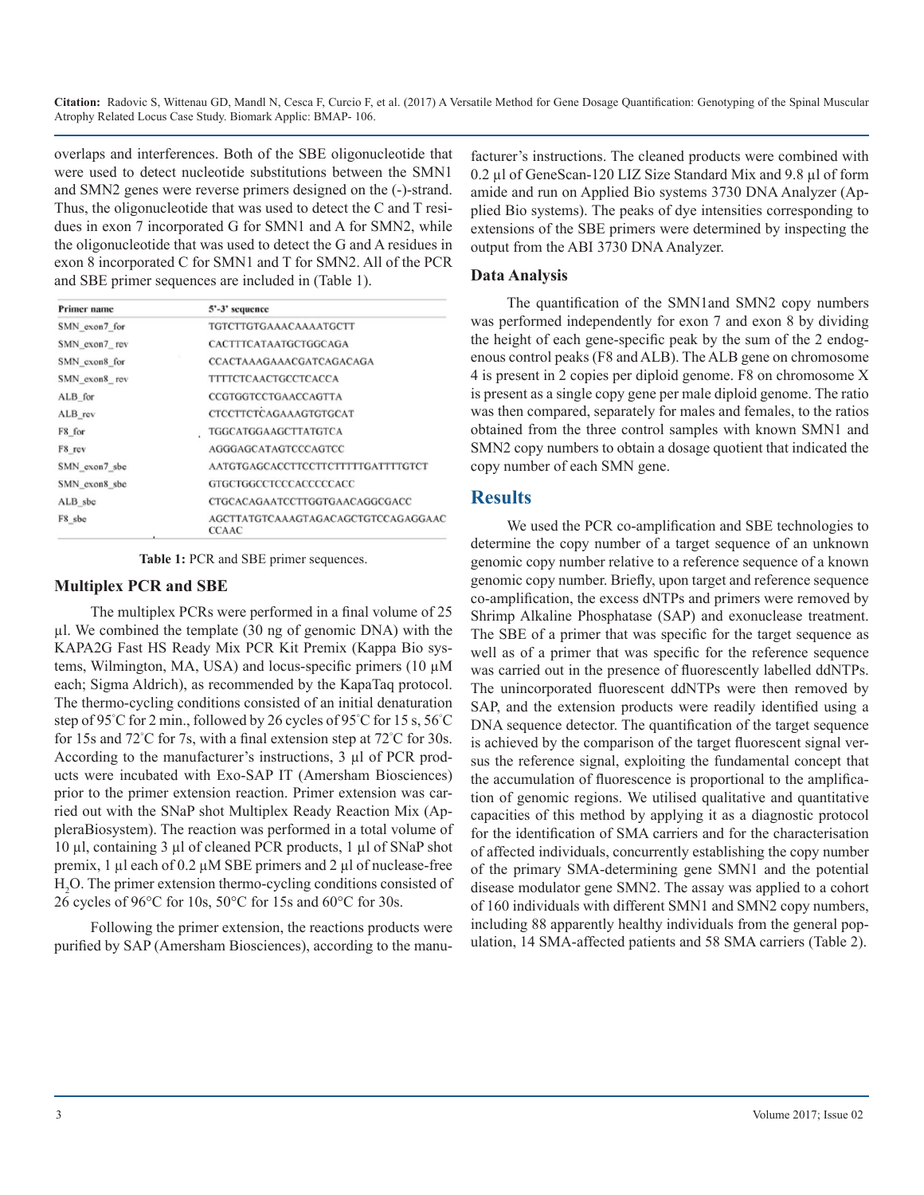overlaps and interferences. Both of the SBE oligonucleotide that were used to detect nucleotide substitutions between the SMN1 and SMN2 genes were reverse primers designed on the (-)-strand. Thus, the oligonucleotide that was used to detect the C and T residues in exon 7 incorporated G for SMN1 and A for SMN2, while the oligonucleotide that was used to detect the G and A residues in exon 8 incorporated C for SMN1 and T for SMN2. All of the PCR and SBE primer sequences are included in (Table 1).

| Primer name | 5'-3' sequence |
|---|---|
| SMN_exon7_for | TGTCTTGTGAAACAAAATGCTT |
| SMN_exon7_rev | CACTTTCATAATGCTGGCAGA |
| SMN_exon8_for | CCACTAAAGAAACGATCAGACAGA |
| SMN_exon8_rev | TTTTCTCAACTGCCTCACCA |
| ALB_for | CCGTGGTCCTGAACCAGTTA |
| ALB_rev | CTCCTTCTCAGAAAGTGTGCAT |
| F8_for | TGGCATGGAAGCTTATGTCA |
| F8_rev | AGGGAGCATAGTCCCAGTCC |
| SMN_exon7_sbe | AATGTGAGCACCTTCCTTCTTTTTGATTTTGTCT |
| SMN_exon8_sbe | GTGCTGGCCTCCCACCCCCACC |
| ALB_sbe | CTGCACAGAATCCTTGGTGAACAGGCGACC |
| F8_sbe | AGCTTATGTCAAAGTAGACAGCTGTCCAGAGGAAC CCAAC |

**Table 1:** PCR and SBE primer sequences.

## Multiplex PCR and SBE

The multiplex PCRs were performed in a final volume of 25 µl. We combined the template (30 ng of genomic DNA) with the KAPA2G Fast HS Ready Mix PCR Kit Premix (Kappa Bio systems, Wilmington, MA, USA) and locus-specific primers (10 µM each; Sigma Aldrich), as recommended by the KapaTaq protocol. The thermo-cycling conditions consisted of an initial denaturation step of 95°C for 2 min., followed by 26 cycles of 95°C for 15 s, 56°C for 15s and 72°C for 7s, with a final extension step at 72°C for 30s. According to the manufacturer's instructions, 3 µl of PCR products were incubated with Exo-SAP IT (Amersham Biosciences) prior to the primer extension reaction. Primer extension was carried out with the SNaP shot Multiplex Ready Reaction Mix (AppleraBiosystem). The reaction was performed in a total volume of 10 µl, containing 3 µl of cleaned PCR products, 1 µl of SNaP shot premix, 1 µl each of 0.2 µM SBE primers and 2 µl of nuclease-free $H_2O$. The primer extension thermo-cycling conditions consisted of 26 cycles of 96°C for 10s, 50°C for 15s and 60°C for 30s.

Following the primer extension, the reactions products were purified by SAP (Amersham Biosciences), according to the manufacturer's instructions. The cleaned products were combined with 0.2 µl of GeneScan-120 LIZ Size Standard Mix and 9.8 µl of form amide and run on Applied Bio systems 3730 DNA Analyzer (Applied Bio systems). The peaks of dye intensities corresponding to extensions of the SBE primers were determined by inspecting the output from the ABI 3730 DNA Analyzer.

## Data Analysis

The quantification of the SMN1and SMN2 copy numbers was performed independently for exon 7 and exon 8 by dividing the height of each gene-specific peak by the sum of the 2 endogenous control peaks (F8 and ALB). The ALB gene on chromosome 4 is present in 2 copies per diploid genome. F8 on chromosome X is present as a single copy gene per male diploid genome. The ratio was then compared, separately for males and females, to the ratios obtained from the three control samples with known SMN1 and SMN2 copy numbers to obtain a dosage quotient that indicated the copy number of each SMN gene.

# Results

We used the PCR co-amplification and SBE technologies to determine the copy number of a target sequence of an unknown genomic copy number relative to a reference sequence of a known genomic copy number. Briefly, upon target and reference sequence co-amplification, the excess dNTPs and primers were removed by Shrimp Alkaline Phosphatase (SAP) and exonuclease treatment. The SBE of a primer that was specific for the target sequence as well as of a primer that was specific for the reference sequence was carried out in the presence of fluorescently labelled ddNTPs. The unincorporated fluorescent ddNTPs were then removed by SAP, and the extension products were readily identified using a DNA sequence detector. The quantification of the target sequence is achieved by the comparison of the target fluorescent signal versus the reference signal, exploiting the fundamental concept that the accumulation of fluorescence is proportional to the amplification of genomic regions. We utilised qualitative and quantitative capacities of this method by applying it as a diagnostic protocol for the identification of SMA carriers and for the characterisation of affected individuals, concurrently establishing the copy number of the primary SMA-determining gene SMN1 and the potential disease modulator gene SMN2. The assay was applied to a cohort of 160 individuals with different SMN1 and SMN2 copy numbers, including 88 apparently healthy individuals from the general population, 14 SMA-affected patients and 58 SMA carriers (Table 2).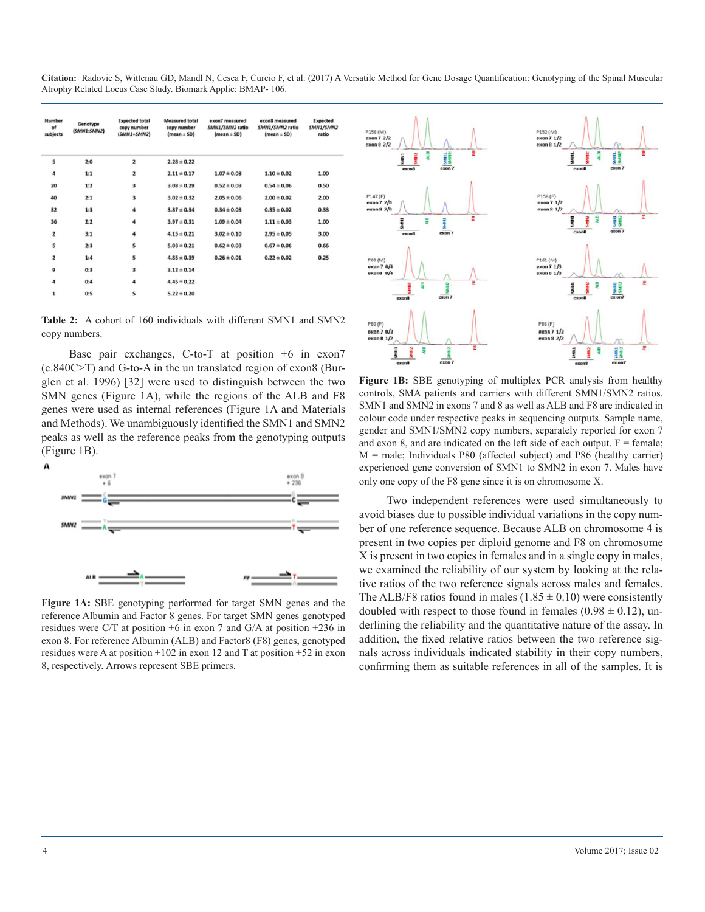| Number of subjects | Genotype (*SMN1*:*SMN2*) | Expected total copy number (*SMN1*+*SMN2*) | Measured total copy number (mean ± SD) | exon7 measured *SMN1/SMN2* ratio (mean ± SD) | exon8 measured *SMN1/SMN2* ratio (mean ± SD) | Expected *SMN1/SMN2* ratio |
|---|---|---|---|---|---|---|
| 5 | 2:0 | 2 | 2.28 ± 0.22 | | | |
| 4 | 1:1 | 2 | 2.11 ± 0.17 | 1.07 ± 0.03 | 1.10 ± 0.02 | 1.00 |
| 20 | 1:2 | 3 | 3.08 ± 0.29 | 0.52 ± 0.03 | 0.54 ± 0.06 | 0.50 |
| 40 | 2:1 | 3 | 3.02 ± 0.32 | 2.05 ± 0.06 | 2.00 ± 0.02 | 2.00 |
| 32 | 1:3 | 4 | 3.87 ± 0.34 | 0.34 ± 0.03 | 0.35 ± 0.02 | 0.33 |
| 36 | 2:2 | 4 | 3.97 ± 0.31 | 1.09 ± 0.04 | 1.11 ± 0.03 | 1.00 |
| 2 | 3:1 | 4 | 4.15 ± 0.21 | 3.02 ± 0.10 | 2.95 ± 0.05 | 3.00 |
| 5 | 2:3 | 5 | 5.03 ± 0.21 | 0.62 ± 0.03 | 0.67 ± 0.06 | 0.66 |
| 2 | 1:4 | 5 | 4.85 ± 0.39 | 0.26 ± 0.01 | 0.22 ± 0.02 | 0.25 |
| 9 | 0:3 | 3 | 3.12 ± 0.14 | | | |
| 4 | 0:4 | 4 | 4.45 ± 0.22 | | | |
| 1 | 0:5 | 5 | 5.22 ± 0.20 | | | |

**Table 2:** A cohort of 160 individuals with different SMN1 and SMN2 copy numbers.

Base pair exchanges, C-to-T at position +6 in exon7 (c.840C>T) and G-to-A in the un translated region of exon8 (Burglen et al. 1996) [32] were used to distinguish between the two SMN genes (Figure 1A), while the regions of the ALB and F8 genes were used as internal references (Figure 1A and Materials and Methods). We unambiguously identified the SMN1 and SMN2 peaks as well as the reference peaks from the genotyping outputs (Figure 1B).

**Figure 1A:** SBE genotyping performed for target SMN genes and the reference Albumin and Factor 8 genes. For target SMN genes genotyped residues were C/T at position +6 in exon 7 and G/A at position +236 in exon 8. For reference Albumin (ALB) and Factor8 (F8) genes, genotyped residues were A at position +102 in exon 12 and T at position +52 in exon 8, respectively. Arrows represent SBE primers.

**Figure 1B:** SBE genotyping of multiplex PCR analysis from healthy controls, SMA patients and carriers with different SMN1/SMN2 ratios. SMN1 and SMN2 in exons 7 and 8 as well as ALB and F8 are indicated in colour code under respective peaks in sequencing outputs. Sample name, gender and SMN1/SMN2 copy numbers, separately reported for exon 7 and exon 8, and are indicated on the left side of each output. F = female; M = male; Individuals P80 (affected subject) and P86 (healthy carrier) experienced gene conversion of SMN1 to SMN2 in exon 7. Males have only one copy of the F8 gene since it is on chromosome X.

Two independent references were used simultaneously to avoid biases due to possible individual variations in the copy number of one reference sequence. Because ALB on chromosome 4 is present in two copies per diploid genome and F8 on chromosome X is present in two copies in females and in a single copy in males, we examined the reliability of our system by looking at the relative ratios of the two reference signals across males and females. The ALB/F8 ratios found in males (1.85 ± 0.10) were consistently doubled with respect to those found in females (0.98 ± 0.12), underlining the reliability and the quantitative nature of the assay. In addition, the fixed relative ratios between the two reference signals across individuals indicated stability in their copy numbers, confirming them as suitable references in all of the samples. It is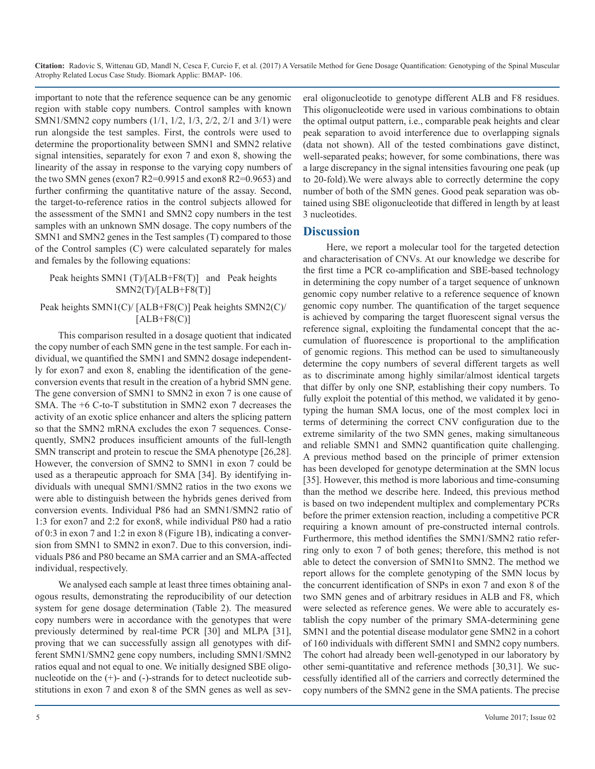important to note that the reference sequence can be any genomic region with stable copy numbers. Control samples with known SMN1/SMN2 copy numbers (1/1, 1/2, 1/3, 2/2, 2/1 and 3/1) were run alongside the test samples. First, the controls were used to determine the proportionality between SMN1 and SMN2 relative signal intensities, separately for exon 7 and exon 8, showing the linearity of the assay in response to the varying copy numbers of the two SMN genes (exon7 $R2=0.9915$ and exon8 $R2=0.9653$) and further confirming the quantitative nature of the assay. Second, the target-to-reference ratios in the control subjects allowed for the assessment of the SMN1 and SMN2 copy numbers in the test samples with an unknown SMN dosage. The copy numbers of the SMN1 and SMN2 genes in the Test samples (T) compared to those of the Control samples (C) were calculated separately for males and females by the following equations:

Peak heights SMN1 (T)/[ALB+F8(T)] and Peak heights SMN2(T)/[ALB+F8(T)]

Peak heights SMN1(C)/ [ALB+F8(C)] Peak heights SMN2(C)/ [ALB+F8(C)]

This comparison resulted in a dosage quotient that indicated the copy number of each SMN gene in the test sample. For each individual, we quantified the SMN1 and SMN2 dosage independently for exon7 and exon 8, enabling the identification of the gene-conversion events that result in the creation of a hybrid SMN gene. The gene conversion of SMN1 to SMN2 in exon 7 is one cause of SMA. The +6 C-to-T substitution in SMN2 exon 7 decreases the activity of an exotic splice enhancer and alters the splicing pattern so that the SMN2 mRNA excludes the exon 7 sequences. Consequently, SMN2 produces insufficient amounts of the full-length SMN transcript and protein to rescue the SMA phenotype [26,28]. However, the conversion of SMN2 to SMN1 in exon 7 could be used as a therapeutic approach for SMA [34]. By identifying individuals with unequal SMN1/SMN2 ratios in the two exons we were able to distinguish between the hybrids genes derived from conversion events. Individual P86 had an SMN1/SMN2 ratio of 1:3 for exon7 and 2:2 for exon8, while individual P80 had a ratio of 0:3 in exon 7 and 1:2 in exon 8 (Figure 1B), indicating a conversion from SMN1 to SMN2 in exon7. Due to this conversion, individuals P86 and P80 became an SMA carrier and an SMA-affected individual, respectively.

We analysed each sample at least three times obtaining analogous results, demonstrating the reproducibility of our detection system for gene dosage determination (Table 2). The measured copy numbers were in accordance with the genotypes that were previously determined by real-time PCR [30] and MLPA [31], proving that we can successfully assign all genotypes with different SMN1/SMN2 gene copy numbers, including SMN1/SMN2 ratios equal and not equal to one. We initially designed SBE oligonucleotide on the (+)- and (-)-strands for to detect nucleotide substitutions in exon 7 and exon 8 of the SMN genes as well as several oligonucleotide to genotype different ALB and F8 residues. This oligonucleotide were used in various combinations to obtain the optimal output pattern, i.e., comparable peak heights and clear peak separation to avoid interference due to overlapping signals (data not shown). All of the tested combinations gave distinct, well-separated peaks; however, for some combinations, there was a large discrepancy in the signal intensities favouring one peak (up to 20-fold).We were always able to correctly determine the copy number of both of the SMN genes. Good peak separation was obtained using SBE oligonucleotide that differed in length by at least 3 nucleotides.

## Discussion

Here, we report a molecular tool for the targeted detection and characterisation of CNVs. At our knowledge we describe for the first time a PCR co-amplification and SBE-based technology in determining the copy number of a target sequence of unknown genomic copy number relative to a reference sequence of known genomic copy number. The quantification of the target sequence is achieved by comparing the target fluorescent signal versus the reference signal, exploiting the fundamental concept that the accumulation of fluorescence is proportional to the amplification of genomic regions. This method can be used to simultaneously determine the copy numbers of several different targets as well as to discriminate among highly similar/almost identical targets that differ by only one SNP, establishing their copy numbers. To fully exploit the potential of this method, we validated it by genotyping the human SMA locus, one of the most complex loci in terms of determining the correct CNV configuration due to the extreme similarity of the two SMN genes, making simultaneous and reliable SMN1 and SMN2 quantification quite challenging. A previous method based on the principle of primer extension has been developed for genotype determination at the SMN locus [35]. However, this method is more laborious and time-consuming than the method we describe here. Indeed, this previous method is based on two independent multiplex and complementary PCRs before the primer extension reaction, including a competitive PCR requiring a known amount of pre-constructed internal controls. Furthermore, this method identifies the SMN1/SMN2 ratio referring only to exon 7 of both genes; therefore, this method is not able to detect the conversion of SMN1to SMN2. The method we report allows for the complete genotyping of the SMN locus by the concurrent identification of SNPs in exon 7 and exon 8 of the two SMN genes and of arbitrary residues in ALB and F8, which were selected as reference genes. We were able to accurately establish the copy number of the primary SMA-determining gene SMN1 and the potential disease modulator gene SMN2 in a cohort of 160 individuals with different SMN1 and SMN2 copy numbers. The cohort had already been well-genotyped in our laboratory by other semi-quantitative and reference methods [30,31]. We successfully identified all of the carriers and correctly determined the copy numbers of the SMN2 gene in the SMA patients. The precise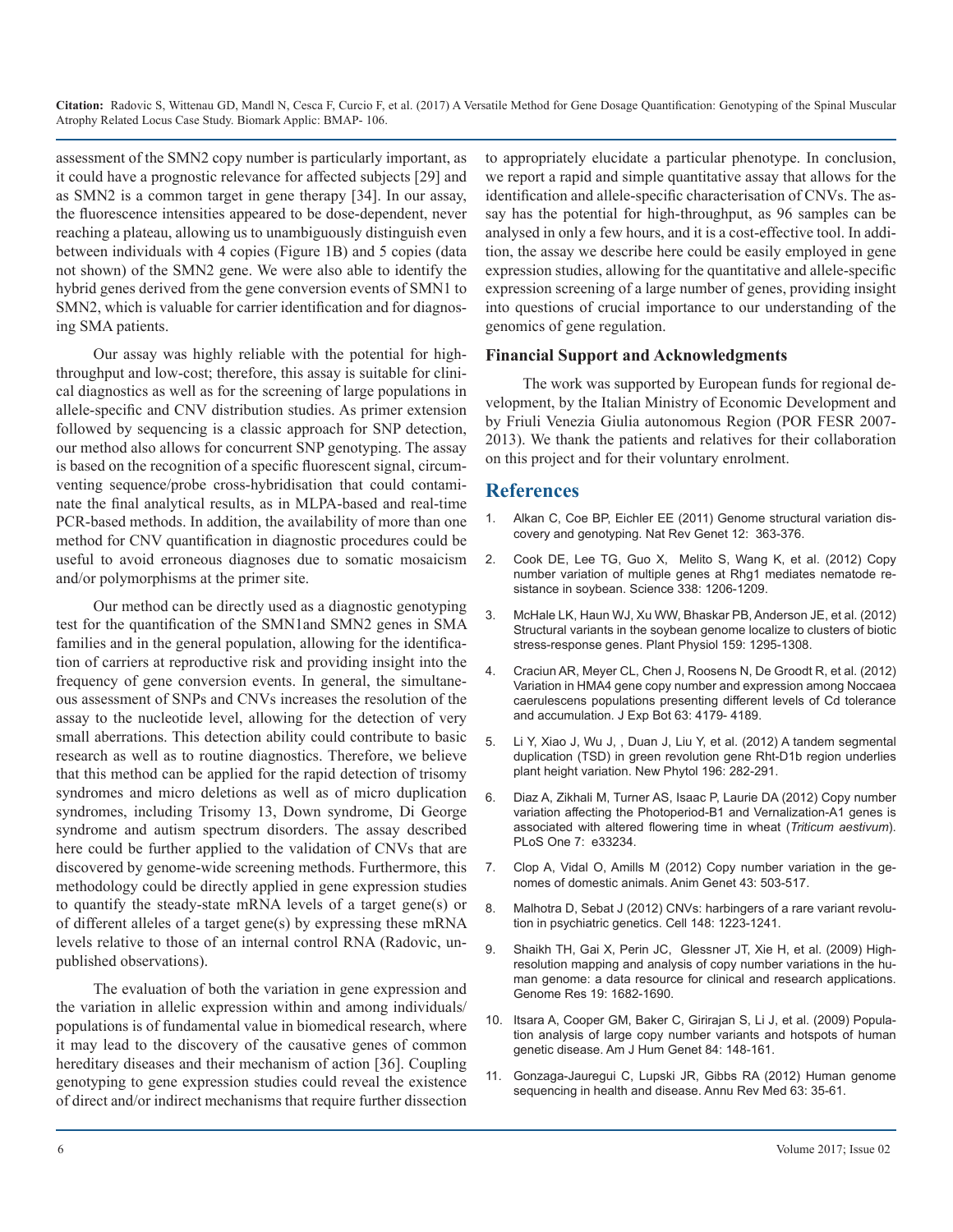assessment of the SMN2 copy number is particularly important, as it could have a prognostic relevance for affected subjects [29] and as SMN2 is a common target in gene therapy [34]. In our assay, the fluorescence intensities appeared to be dose-dependent, never reaching a plateau, allowing us to unambiguously distinguish even between individuals with 4 copies (Figure 1B) and 5 copies (data not shown) of the SMN2 gene. We were also able to identify the hybrid genes derived from the gene conversion events of SMN1 to SMN2, which is valuable for carrier identification and for diagnosing SMA patients.

Our assay was highly reliable with the potential for high-throughput and low-cost; therefore, this assay is suitable for clinical diagnostics as well as for the screening of large populations in allele-specific and CNV distribution studies. As primer extension followed by sequencing is a classic approach for SNP detection, our method also allows for concurrent SNP genotyping. The assay is based on the recognition of a specific fluorescent signal, circumventing sequence/probe cross-hybridisation that could contaminate the final analytical results, as in MLPA-based and real-time PCR-based methods. In addition, the availability of more than one method for CNV quantification in diagnostic procedures could be useful to avoid erroneous diagnoses due to somatic mosaicism and/or polymorphisms at the primer site.

Our method can be directly used as a diagnostic genotyping test for the quantification of the SMN1and SMN2 genes in SMA families and in the general population, allowing for the identification of carriers at reproductive risk and providing insight into the frequency of gene conversion events. In general, the simultaneous assessment of SNPs and CNVs increases the resolution of the assay to the nucleotide level, allowing for the detection of very small aberrations. This detection ability could contribute to basic research as well as to routine diagnostics. Therefore, we believe that this method can be applied for the rapid detection of trisomy syndromes and micro deletions as well as of micro duplication syndromes, including Trisomy 13, Down syndrome, Di George syndrome and autism spectrum disorders. The assay described here could be further applied to the validation of CNVs that are discovered by genome-wide screening methods. Furthermore, this methodology could be directly applied in gene expression studies to quantify the steady-state mRNA levels of a target gene(s) or of different alleles of a target gene(s) by expressing these mRNA levels relative to those of an internal control RNA (Radovic, unpublished observations).

The evaluation of both the variation in gene expression and the variation in allelic expression within and among individuals/populations is of fundamental value in biomedical research, where it may lead to the discovery of the causative genes of common hereditary diseases and their mechanism of action [36]. Coupling genotyping to gene expression studies could reveal the existence of direct and/or indirect mechanisms that require further dissection to appropriately elucidate a particular phenotype. In conclusion, we report a rapid and simple quantitative assay that allows for the identification and allele-specific characterisation of CNVs. The assay has the potential for high-throughput, as 96 samples can be analysed in only a few hours, and it is a cost-effective tool. In addition, the assay we describe here could be easily employed in gene expression studies, allowing for the quantitative and allele-specific expression screening of a large number of genes, providing insight into questions of crucial importance to our understanding of the genomics of gene regulation.

### Financial Support and Acknowledgments

The work was supported by European funds for regional development, by the Italian Ministry of Economic Development and by Friuli Venezia Giulia autonomous Region (POR FESR 2007-2013). We thank the patients and relatives for their collaboration on this project and for their voluntary enrolment.

## References

1. Alkan C, Coe BP, Eichler EE (2011) Genome structural variation discovery and genotyping. Nat Rev Genet 12: 363-376.
2. Cook DE, Lee TG, Guo X, Melito S, Wang K, et al. (2012) Copy number variation of multiple genes at Rhg1 mediates nematode resistance in soybean. Science 338: 1206-1209.
3. McHale LK, Haun WJ, Xu WW, Bhaskar PB, Anderson JE, et al. (2012) Structural variants in the soybean genome localize to clusters of biotic stress-response genes. Plant Physiol 159: 1295-1308.
4. Craciun AR, Meyer CL, Chen J, Roosens N, De Groodt R, et al. (2012) Variation in HMA4 gene copy number and expression among Noccaea caerulescens populations presenting different levels of Cd tolerance and accumulation. J Exp Bot 63: 4179- 4189.
5. Li Y, Xiao J, Wu J, , Duan J, Liu Y, et al. (2012) A tandem segmental duplication (TSD) in green revolution gene Rht-D1b region underlies plant height variation. New Phytol 196: 282-291.
6. Diaz A, Zikhali M, Turner AS, Isaac P, Laurie DA (2012) Copy number variation affecting the Photoperiod-B1 and Vernalization-A1 genes is associated with altered flowering time in wheat (*Triticum aestivum*). PLoS One 7: e33234.
7. Clop A, Vidal O, Amills M (2012) Copy number variation in the genomes of domestic animals. Anim Genet 43: 503-517.
8. Malhotra D, Sebat J (2012) CNVs: harbingers of a rare variant revolution in psychiatric genetics. Cell 148: 1223-1241.
9. Shaikh TH, Gai X, Perin JC, Glessner JT, Xie H, et al. (2009) High-resolution mapping and analysis of copy number variations in the human genome: a data resource for clinical and research applications. Genome Res 19: 1682-1690.
10. Itsara A, Cooper GM, Baker C, Girirajan S, Li J, et al. (2009) Population analysis of large copy number variants and hotspots of human genetic disease. Am J Hum Genet 84: 148-161.
11. Gonzaga-Jauregui C, Lupski JR, Gibbs RA (2012) Human genome sequencing in health and disease. Annu Rev Med 63: 35-61.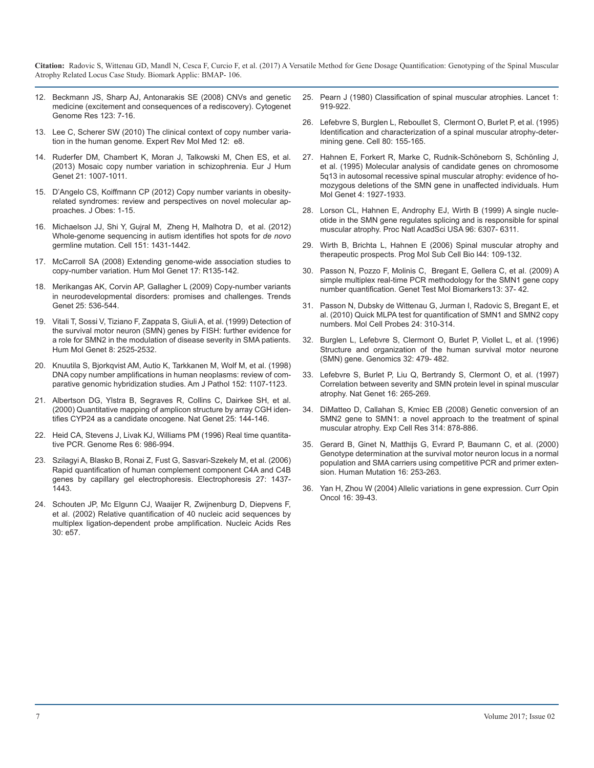12. Beckmann JS, Sharp AJ, Antonarakis SE (2008) CNVs and genetic medicine (excitement and consequences of a rediscovery). Cytogenet Genome Res 123: 7-16.

13. Lee C, Scherer SW (2010) The clinical context of copy number variation in the human genome. Expert Rev Mol Med 12: e8.

14. Ruderfer DM, Chambert K, Moran J, Talkowski M, Chen ES, et al. (2013) Mosaic copy number variation in schizophrenia. Eur J Hum Genet 21: 1007-1011.

15. D'Angelo CS, Koiffmann CP (2012) Copy number variants in obesity-related syndromes: review and perspectives on novel molecular approaches. J Obes: 1-15.

16. Michaelson JJ, Shi Y, Gujral M, Zheng H, Malhotra D, et al. (2012) Whole-genome sequencing in autism identifies hot spots for *de novo* germline mutation. Cell 151: 1431-1442.

17. McCarroll SA (2008) Extending genome-wide association studies to copy-number variation. Hum Mol Genet 17: R135-142.

18. Merikangas AK, Corvin AP, Gallagher L (2009) Copy-number variants in neurodevelopmental disorders: promises and challenges. Trends Genet 25: 536-544.

19. Vitali T, Sossi V, Tiziano F, Zappata S, Giuli A, et al. (1999) Detection of the survival motor neuron (SMN) genes by FISH: further evidence for a role for SMN2 in the modulation of disease severity in SMA patients. Hum Mol Genet 8: 2525-2532.

20. Knuutila S, Bjorkqvist AM, Autio K, Tarkkanen M, Wolf M, et al. (1998) DNA copy number amplifications in human neoplasms: review of comparative genomic hybridization studies. Am J Pathol 152: 1107-1123.

21. Albertson DG, Ylstra B, Segraves R, Collins C, Dairkee SH, et al. (2000) Quantitative mapping of amplicon structure by array CGH identifies CYP24 as a candidate oncogene. Nat Genet 25: 144-146.

22. Heid CA, Stevens J, Livak KJ, Williams PM (1996) Real time quantitative PCR. Genome Res 6: 986-994.

23. Szilagyi A, Blasko B, Ronai Z, Fust G, Sasvari-Szekely M, et al. (2006) Rapid quantification of human complement component C4A and C4B genes by capillary gel electrophoresis. Electrophoresis 27: 1437-1443.

24. Schouten JP, Mc Elgunn CJ, Waaijer R, Zwijnenburg D, Diepvens F, et al. (2002) Relative quantification of 40 nucleic acid sequences by multiplex ligation-dependent probe amplification. Nucleic Acids Res 30: e57.

25. Pearn J (1980) Classification of spinal muscular atrophies. Lancet 1: 919-922.

26. Lefebvre S, Burglen L, Reboullet S, Clermont O, Burlet P, et al. (1995) Identification and characterization of a spinal muscular atrophy-determining gene. Cell 80: 155-165.

27. Hahnen E, Forkert R, Marke C, Rudnik-Schöneborn S, Schönling J, et al. (1995) Molecular analysis of candidate genes on chromosome 5q13 in autosomal recessive spinal muscular atrophy: evidence of homozygous deletions of the SMN gene in unaffected individuals. Hum Mol Genet 4: 1927-1933.

28. Lorson CL, Hahnen E, Androphy EJ, Wirth B (1999) A single nucleotide in the SMN gene regulates splicing and is responsible for spinal muscular atrophy. Proc Natl AcadSci USA 96: 6307- 6311.

29. Wirth B, Brichta L, Hahnen E (2006) Spinal muscular atrophy and therapeutic prospects. Prog Mol Sub Cell Bio l44: 109-132.

30. Passon N, Pozzo F, Molinis C, Bregant E, Gellera C, et al. (2009) A simple multiplex real-time PCR methodology for the SMN1 gene copy number quantification. Genet Test Mol Biomarkers13: 37- 42.

31. Passon N, Dubsky de Wittenau G, Jurman I, Radovic S, Bregant E, et al. (2010) Quick MLPA test for quantification of SMN1 and SMN2 copy numbers. Mol Cell Probes 24: 310-314.

32. Burglen L, Lefebvre S, Clermont O, Burlet P, Viollet L, et al. (1996) Structure and organization of the human survival motor neurone (SMN) gene. Genomics 32: 479- 482.

33. Lefebvre S, Burlet P, Liu Q, Bertrandy S, Clermont O, et al. (1997) Correlation between severity and SMN protein level in spinal muscular atrophy. Nat Genet 16: 265-269.

34. DiMatteo D, Callahan S, Kmiec EB (2008) Genetic conversion of an SMN2 gene to SMN1: a novel approach to the treatment of spinal muscular atrophy. Exp Cell Res 314: 878-886.

35. Gerard B, Ginet N, Matthijs G, Evrard P, Baumann C, et al. (2000) Genotype determination at the survival motor neuron locus in a normal population and SMA carriers using competitive PCR and primer extension. Human Mutation 16: 253-263.

36. Yan H, Zhou W (2004) Allelic variations in gene expression. Curr Opin Oncol 16: 39-43.